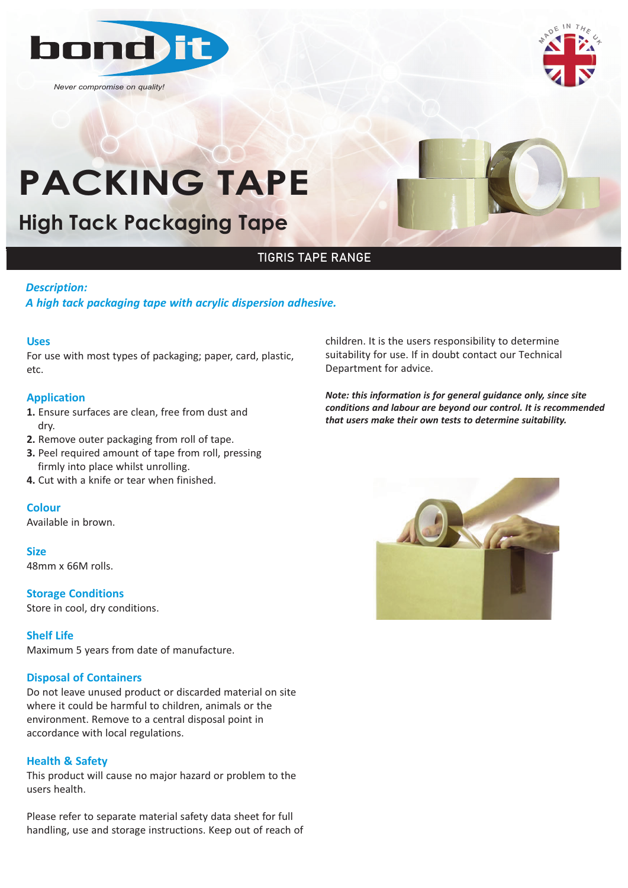bond it

*Never compromise on quality!*

MADE IN THE UK

# PACKING TAPE

## High Tack Packaging Tape

TIGRIS TAPE RANGE

***Description:***
***A high tack packaging tape with acrylic dispersion adhesive.***

### Uses

For use with most types of packaging; paper, card, plastic, etc.

### Application

1. Ensure surfaces are clean, free from dust and dry.
2. Remove outer packaging from roll of tape.
3. Peel required amount of tape from roll, pressing firmly into place whilst unrolling.
4. Cut with a knife or tear when finished.

### Colour

Available in brown.

### Size

48mm x 66M rolls.

### Storage Conditions

Store in cool, dry conditions.

### Shelf Life

Maximum 5 years from date of manufacture.

### Disposal of Containers

Do not leave unused product or discarded material on site where it could be harmful to children, animals or the environment. Remove to a central disposal point in accordance with local regulations.

### Health & Safety

This product will cause no major hazard or problem to the users health.

Please refer to separate material safety data sheet for full handling, use and storage instructions. Keep out of reach of children. It is the users responsibility to determine suitability for use. If in doubt contact our Technical Department for advice.

***Note: this information is for general guidance only, since site conditions and labour are beyond our control. It is recommended that users make their own tests to determine suitability.***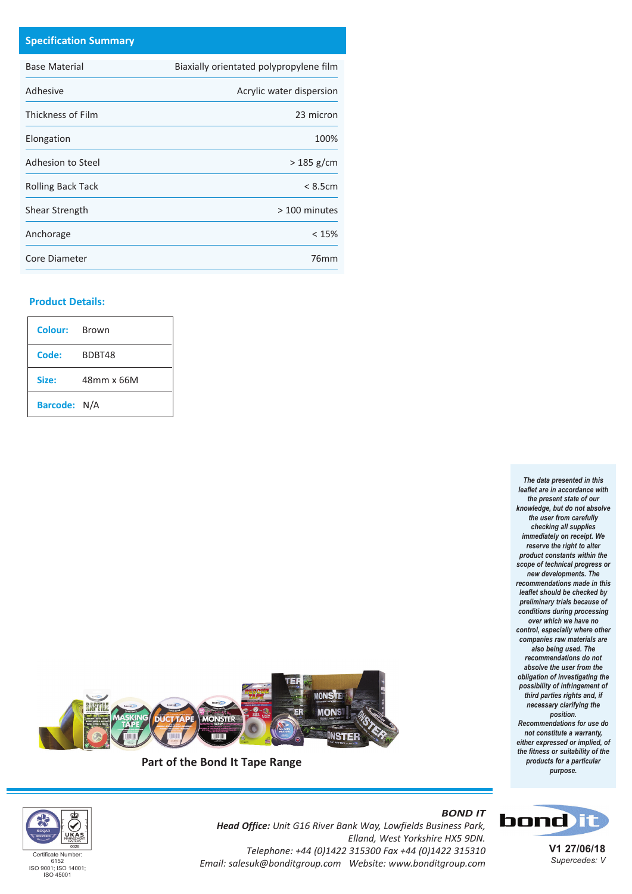## Specification Summary

| | |
|---|---|
| Base Material | Biaxially orientated polypropylene film |
| Adhesive | Acrylic water dispersion |
| Thickness of Film | 23 micron |
| Elongation | 100% |
| Adhesion to Steel | > 185 g/cm |
| Rolling Back Tack | < 8.5cm |
| Shear Strength | > 100 minutes |
| Anchorage | < 15% |
| Core Diameter | 76mm |

### Product Details:

| | |
|---|---|
| **Colour:** | Brown |
| **Code:** | BDBT48 |
| **Size:** | 48mm x 66M |
| **Barcode:** | N/A |

Part of the Bond It Tape Range

*The data presented in this leaflet are in accordance with the present state of our knowledge, but do not absolve the user from carefully checking all supplies immediately on receipt. We reserve the right to alter product constants within the scope of technical progress or new developments. The recommendations made in this leaflet should be checked by preliminary trials because of conditions during processing over which we have no control, especially where other companies raw materials are also being used. The recommendations do not absolve the user from the obligation of investigating the possibility of infringement of third parties rights and, if necessary clarifying the position. Recommendations for use do not constitute a warranty, either expressed or implied, of the fitness or suitability of the products for a particular purpose.*

Certificate Number: 6152
ISO 9001; ISO 14001; ISO 45001

***BOND IT***
***Head Office:*** *Unit G16 River Bank Way, Lowfields Business Park, Elland, West Yorkshire HX5 9DN.*
*Telephone: +44 (0)1422 315300 Fax +44 (0)1422 315310*
*Email: salesuk@bonditgroup.com Website: www.bonditgroup.com*

**V1 27/06/18**
*Supercedes: V*